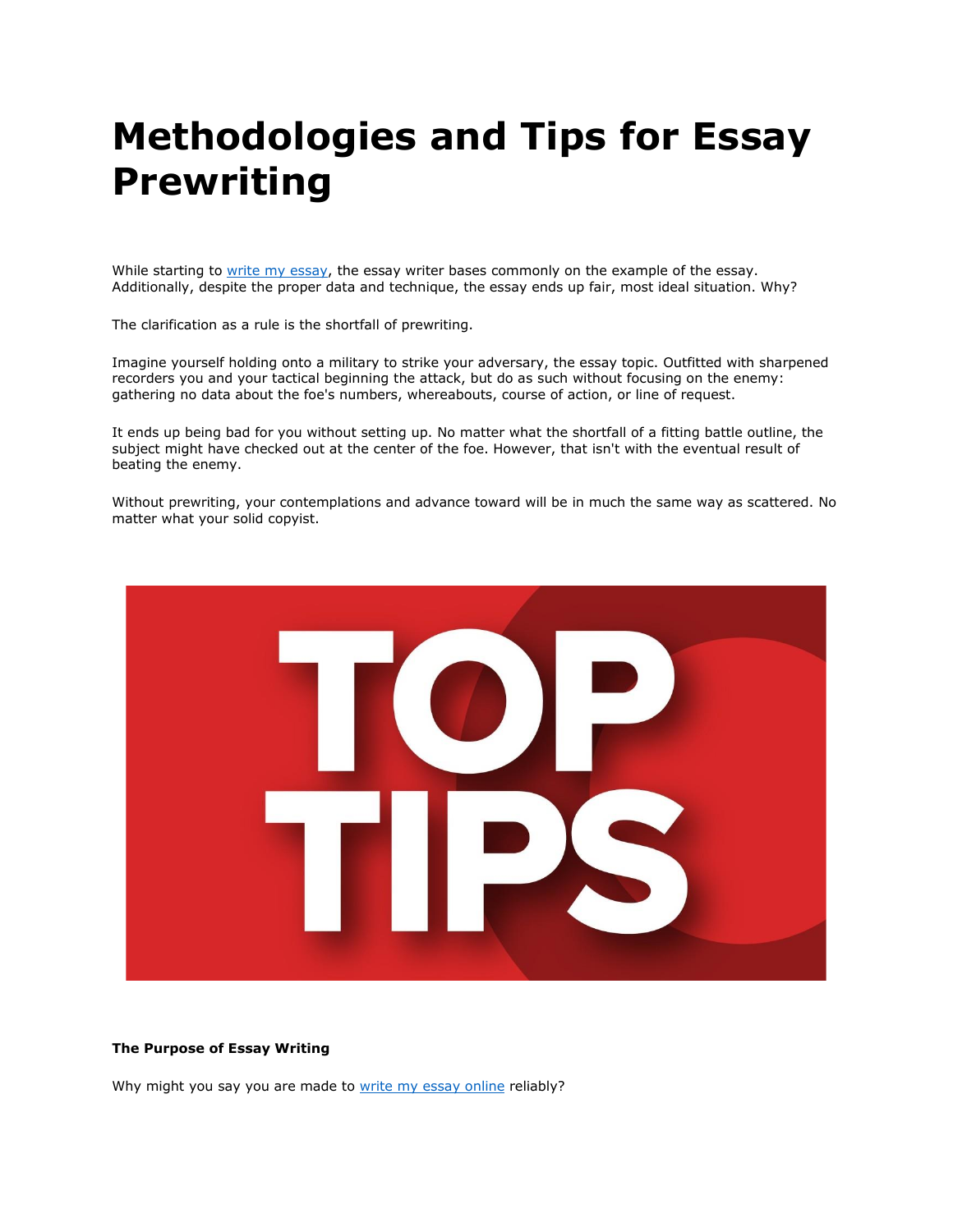# Methodologies and Tips for Essay Prewriting

While starting to [write my essay](), the essay writer bases commonly on the example of the essay. Additionally, despite the proper data and technique, the essay ends up fair, most ideal situation. Why?

The clarification as a rule is the shortfall of prewriting.

Imagine yourself holding onto a military to strike your adversary, the essay topic. Outfitted with sharpened recorders you and your tactical beginning the attack, but do as such without focusing on the enemy: gathering no data about the foe's numbers, whereabouts, course of action, or line of request.

It ends up being bad for you without setting up. No matter what the shortfall of a fitting battle outline, the subject might have checked out at the center of the foe. However, that isn't with the eventual result of beating the enemy.

Without prewriting, your contemplations and advance toward will be in much the same way as scattered. No matter what your solid copyist.

**The Purpose of Essay Writing**

Why might you say you are made to [write my essay online]() reliably?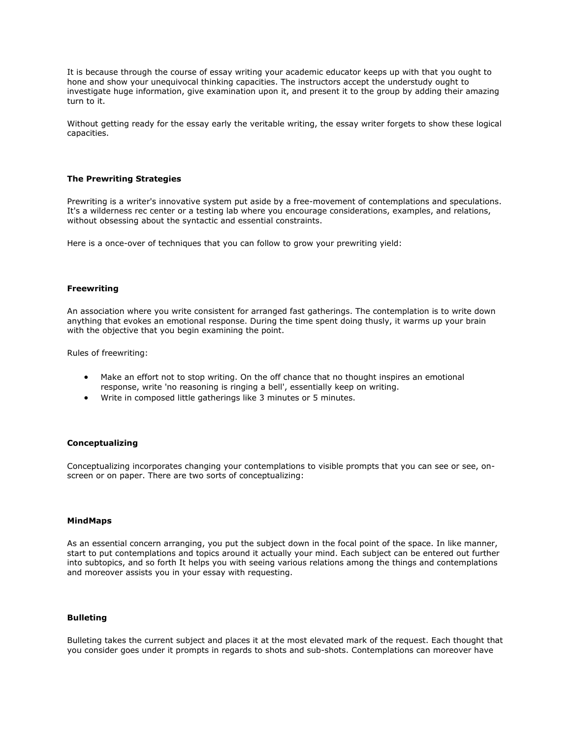It is because through the course of essay writing your academic educator keeps up with that you ought to hone and show your unequivocal thinking capacities. The instructors accept the understudy ought to investigate huge information, give examination upon it, and present it to the group by adding their amazing turn to it.

Without getting ready for the essay early the veritable writing, the essay writer forgets to show these logical capacities.

**The Prewriting Strategies**

Prewriting is a writer's innovative system put aside by a free-movement of contemplations and speculations. It's a wilderness rec center or a testing lab where you encourage considerations, examples, and relations, without obsessing about the syntactic and essential constraints.

Here is a once-over of techniques that you can follow to grow your prewriting yield:

**Freewriting**

An association where you write consistent for arranged fast gatherings. The contemplation is to write down anything that evokes an emotional response. During the time spent doing thusly, it warms up your brain with the objective that you begin examining the point.

Rules of freewriting:

- Make an effort not to stop writing. On the off chance that no thought inspires an emotional response, write 'no reasoning is ringing a bell', essentially keep on writing.
- Write in composed little gatherings like 3 minutes or 5 minutes.

**Conceptualizing**

Conceptualizing incorporates changing your contemplations to visible prompts that you can see or see, on-screen or on paper. There are two sorts of conceptualizing:

**MindMaps**

As an essential concern arranging, you put the subject down in the focal point of the space. In like manner, start to put contemplations and topics around it actually your mind. Each subject can be entered out further into subtopics, and so forth It helps you with seeing various relations among the things and contemplations and moreover assists you in your essay with requesting.

**Bulleting**

Bulleting takes the current subject and places it at the most elevated mark of the request. Each thought that you consider goes under it prompts in regards to shots and sub-shots. Contemplations can moreover have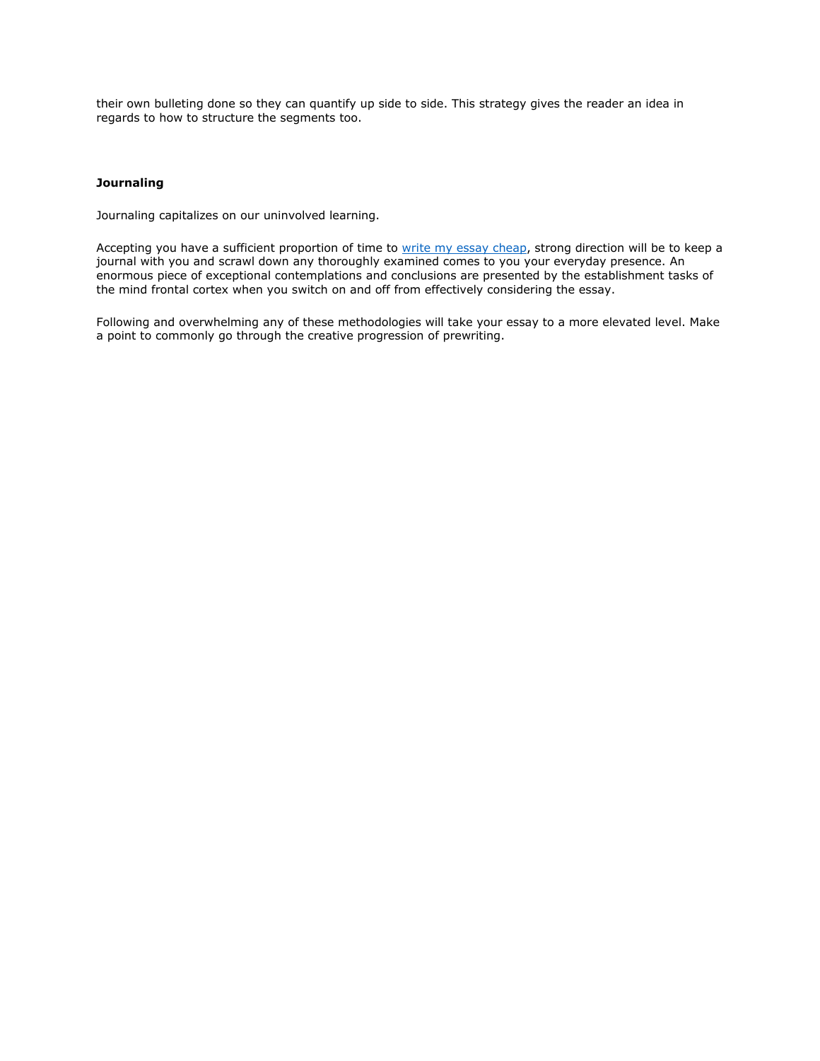their own bulleting done so they can quantify up side to side. This strategy gives the reader an idea in regards to how to structure the segments too.

**Journaling**

Journaling capitalizes on our uninvolved learning.

Accepting you have a sufficient proportion of time to write my essay cheap, strong direction will be to keep a journal with you and scrawl down any thoroughly examined comes to you your everyday presence. An enormous piece of exceptional contemplations and conclusions are presented by the establishment tasks of the mind frontal cortex when you switch on and off from effectively considering the essay.

Following and overwhelming any of these methodologies will take your essay to a more elevated level. Make a point to commonly go through the creative progression of prewriting.